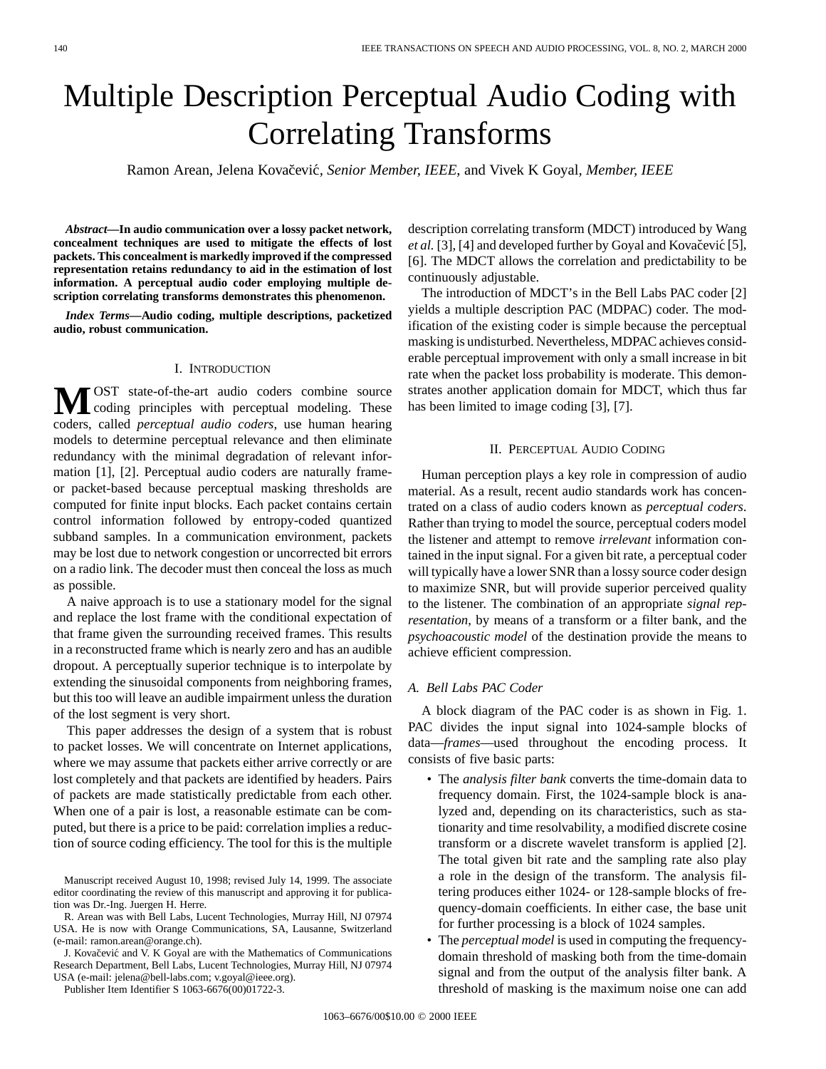# Multiple Description Perceptual Audio Coding with Correlating Transforms

Ramon Arean, Jelena Kovačević, *Senior Member, IEEE*, and Vivek K Goyal, *Member, IEEE*

***Abstract*—In audio communication over a lossy packet network, concealment techniques are used to mitigate the effects of lost packets. This concealment is markedly improved if the compressed representation retains redundancy to aid in the estimation of lost information. A perceptual audio coder employing multiple description correlating transforms demonstrates this phenomenon.**

***Index Terms*—Audio coding, multiple descriptions, packetized audio, robust communication.**

## I. Introduction

Most state-of-the-art audio coders combine source coding principles with perceptual modeling. These coders, called *perceptual audio coders*, use human hearing models to determine perceptual relevance and then eliminate redundancy with the minimal degradation of relevant information [1], [2]. Perceptual audio coders are naturally frame- or packet-based because perceptual masking thresholds are computed for finite input blocks. Each packet contains certain control information followed by entropy-coded quantized subband samples. In a communication environment, packets may be lost due to network congestion or uncorrected bit errors on a radio link. The decoder must then conceal the loss as much as possible.

A naive approach is to use a stationary model for the signal and replace the lost frame with the conditional expectation of that frame given the surrounding received frames. This results in a reconstructed frame which is nearly zero and has an audible dropout. A perceptually superior technique is to interpolate by extending the sinusoidal components from neighboring frames, but this too will leave an audible impairment unless the duration of the lost segment is very short.

This paper addresses the design of a system that is robust to packet losses. We will concentrate on Internet applications, where we may assume that packets either arrive correctly or are lost completely and that packets are identified by headers. Pairs of packets are made statistically predictable from each other. When one of a pair is lost, a reasonable estimate can be computed, but there is a price to be paid: correlation implies a reduction of source coding efficiency. The tool for this is the multiple description correlating transform (MDCT) introduced by Wang *et al.* [3], [4] and developed further by Goyal and Kovačević [5], [6]. The MDCT allows the correlation and predictability to be continuously adjustable.

The introduction of MDCT's in the Bell Labs PAC coder [2] yields a multiple description PAC (MDPAC) coder. The modification of the existing coder is simple because the perceptual masking is undisturbed. Nevertheless, MDPAC achieves considerable perceptual improvement with only a small increase in bit rate when the packet loss probability is moderate. This demonstrates another application domain for MDCT, which thus far has been limited to image coding [3], [7].

Manuscript received August 10, 1998; revised July 14, 1999. The associate editor coordinating the review of this manuscript and approving it for publication was Dr.-Ing. Juergen H. Herre.

R. Arean was with Bell Labs, Lucent Technologies, Murray Hill, NJ 07974 USA. He is now with Orange Communications, SA, Lausanne, Switzerland (e-mail: ramon.arean@orange.ch).

J. Kovačević and V. K Goyal are with the Mathematics of Communications Research Department, Bell Labs, Lucent Technologies, Murray Hill, NJ 07974 USA (e-mail: jelena@bell-labs.com; v.goyal@ieee.org).

Publisher Item Identifier S 1063-6676(00)01722-3.

## II. Perceptual Audio Coding

Human perception plays a key role in compression of audio material. As a result, recent audio standards work has concentrated on a class of audio coders known as *perceptual coders*. Rather than trying to model the source, perceptual coders model the listener and attempt to remove *irrelevant* information contained in the input signal. For a given bit rate, a perceptual coder will typically have a lower SNR than a lossy source coder design to maximize SNR, but will provide superior perceived quality to the listener. The combination of an appropriate *signal representation*, by means of a transform or a filter bank, and the *psychoacoustic model* of the destination provide the means to achieve efficient compression.

### A. Bell Labs PAC Coder

A block diagram of the PAC coder is as shown in Fig. 1. PAC divides the input signal into 1024-sample blocks of data—*frames*—used throughout the encoding process. It consists of five basic parts:

- The *analysis filter bank* converts the time-domain data to frequency domain. First, the 1024-sample block is analyzed and, depending on its characteristics, such as stationarity and time resolvability, a modified discrete cosine transform or a discrete wavelet transform is applied [2]. The total given bit rate and the sampling rate also play a role in the design of the transform. The analysis filtering produces either 1024- or 128-sample blocks of frequency-domain coefficients. In either case, the base unit for further processing is a block of 1024 samples.
- The *perceptual model* is used in computing the frequency-domain threshold of masking both from the time-domain signal and from the output of the analysis filter bank. A threshold of masking is the maximum noise one can add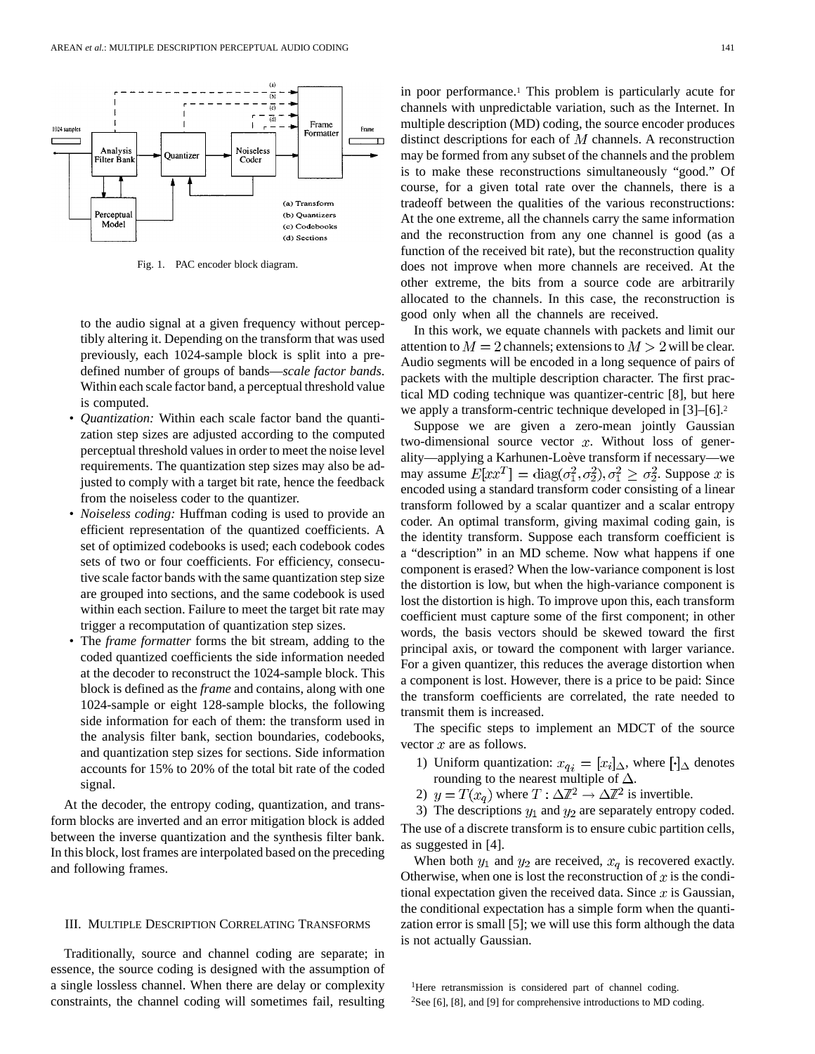Fig. 1. PAC encoder block diagram.

to the audio signal at a given frequency without perceptibly altering it. Depending on the transform that was used previously, each 1024-sample block is split into a predefined number of groups of bands—*scale factor bands*. Within each scale factor band, a perceptual threshold value is computed.

- *Quantization:* Within each scale factor band the quantization step sizes are adjusted according to the computed perceptual threshold values in order to meet the noise level requirements. The quantization step sizes may also be adjusted to comply with a target bit rate, hence the feedback from the noiseless coder to the quantizer.
- *Noiseless coding:* Huffman coding is used to provide an efficient representation of the quantized coefficients. A set of optimized codebooks is used; each codebook codes sets of two or four coefficients. For efficiency, consecutive scale factor bands with the same quantization step size are grouped into sections, and the same codebook is used within each section. Failure to meet the target bit rate may trigger a recomputation of quantization step sizes.
- The *frame formatter* forms the bit stream, adding to the coded quantized coefficients the side information needed at the decoder to reconstruct the 1024-sample block. This block is defined as the *frame* and contains, along with one 1024-sample or eight 128-sample blocks, the following side information for each of them: the transform used in the analysis filter bank, section boundaries, codebooks, and quantization step sizes for sections. Side information accounts for 15% to 20% of the total bit rate of the coded signal.

At the decoder, the entropy coding, quantization, and transform blocks are inverted and an error mitigation block is added between the inverse quantization and the synthesis filter bank. In this block, lost frames are interpolated based on the preceding and following frames.

## III. Multiple Description Correlating Transforms

Traditionally, source and channel coding are separate; in essence, the source coding is designed with the assumption of a single lossless channel. When there are delay or complexity constraints, the channel coding will sometimes fail, resulting in poor performance.[1] This problem is particularly acute for channels with unpredictable variation, such as the Internet. In multiple description (MD) coding, the source encoder produces distinct descriptions for each of $M$ channels. A reconstruction may be formed from any subset of the channels and the problem is to make these reconstructions simultaneously "good." Of course, for a given total rate over the channels, there is a tradeoff between the qualities of the various reconstructions: At the one extreme, all the channels carry the same information and the reconstruction from any one channel is good (as a function of the received bit rate), but the reconstruction quality does not improve when more channels are received. At the other extreme, the bits from a source code are arbitrarily allocated to the channels. In this case, the reconstruction is good only when all the channels are received.

In this work, we equate channels with packets and limit our attention to $M = 2$ channels; extensions to $M > 2$ will be clear. Audio segments will be encoded in a long sequence of pairs of packets with the multiple description character. The first practical MD coding technique was quantizer-centric [8], but here we apply a transform-centric technique developed in [3]–[6].[2]

Suppose we are given a zero-mean jointly Gaussian two-dimensional source vector $x$. Without loss of generality—applying a Karhunen-Loève transform if necessary—we may assume $E[xx^T] = \operatorname{diag}(\sigma_1^2, \sigma_2^2), \sigma_1^2 \geq \sigma_2^2$. Suppose $x$ is encoded using a standard transform coder consisting of a linear transform followed by a scalar quantizer and a scalar entropy coder. An optimal transform, giving maximal coding gain, is the identity transform. Suppose each transform coefficient is a "description" in an MD scheme. Now what happens if one component is erased? When the low-variance component is lost the distortion is low, but when the high-variance component is lost the distortion is high. To improve upon this, each transform coefficient must capture some of the first component; in other words, the basis vectors should be skewed toward the first principal axis, or toward the component with larger variance. For a given quantizer, this reduces the average distortion when a component is lost. However, there is a price to be paid: Since the transform coefficients are correlated, the rate needed to transmit them is increased.

The specific steps to implement an MDCT of the source vector $x$ are as follows.

1) Uniform quantization: $x_{q_i} = [x_i]_\Delta$, where $[\cdot]_\Delta$ denotes rounding to the nearest multiple of $\Delta$.
2) $y = T(x_q)$ where $T : \Delta\mathbb{Z}^2 \rightarrow \Delta\mathbb{Z}^2$ is invertible.
3) The descriptions $y_1$ and $y_2$ are separately entropy coded.

The use of a discrete transform is to ensure cubic partition cells, as suggested in [4].

When both $y_1$ and $y_2$ are received, $x_q$ is recovered exactly. Otherwise, when one is lost the reconstruction of $x$ is the conditional expectation given the received data. Since $x$ is Gaussian, the conditional expectation has a simple form when the quantization error is small [5]; we will use this form although the data is not actually Gaussian.

[1]Here retransmission is considered part of channel coding.

[2]See [6], [8], and [9] for comprehensive introductions to MD coding.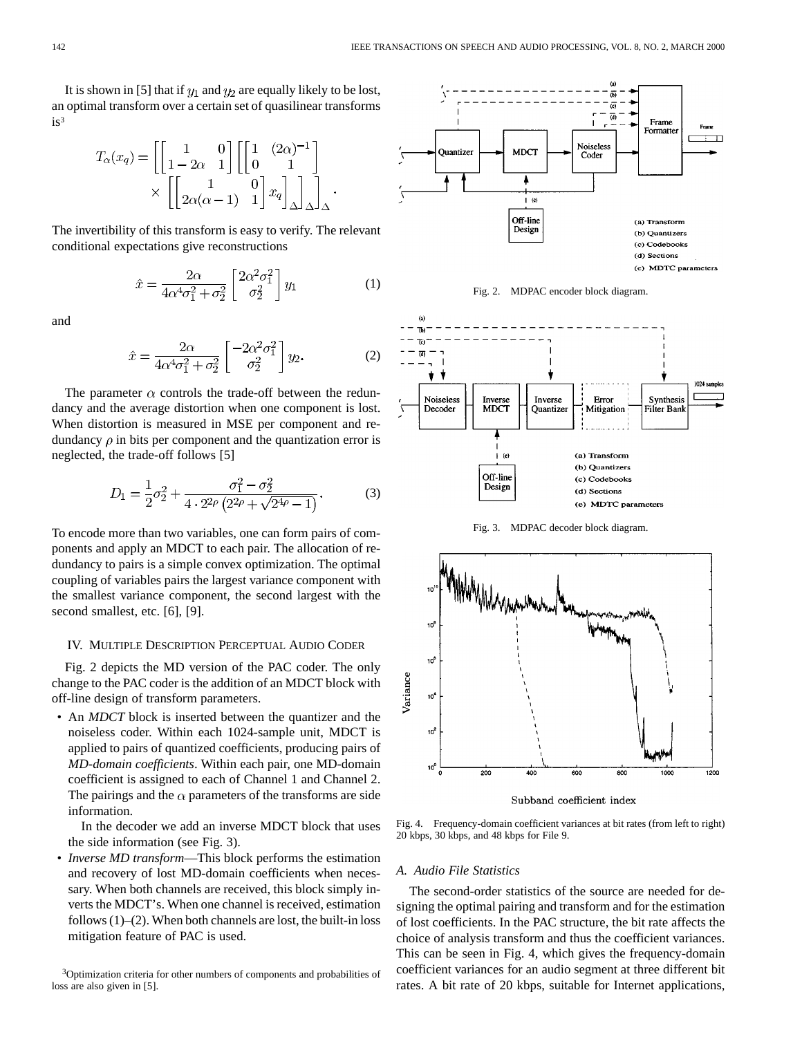It is shown in [5] that if $y_1$ and $y_2$ are equally likely to be lost, an optimal transform over a certain set of quasilinear transforms is[3]

$$T_\alpha(x_q) = \left[\left[\begin{matrix} 1 & 0 \\ 1-2\alpha & 1 \end{matrix}\right]\left[\left[\begin{matrix} 1 & (2\alpha)^{-1} \\ 0 & 1 \end{matrix}\right] \times \left[\left[\begin{matrix} 1 & 0 \\ 2\alpha(\alpha-1) & 1 \end{matrix}\right] x_q\right]_\Delta\right]_\Delta\right]_\Delta.$$

The invertibility of this transform is easy to verify. The relevant conditional expectations give reconstructions

$$\hat{x} = \frac{2\alpha}{4\alpha^4\sigma_1^2 + \sigma_2^2}\begin{bmatrix} 2\alpha^2\sigma_1^2 \\ \sigma_2^2 \end{bmatrix} y_1 \tag{1}$$

and

$$\hat{x} = \frac{2\alpha}{4\alpha^4\sigma_1^2 + \sigma_2^2}\begin{bmatrix} -2\alpha^2\sigma_1^2 \\ \sigma_2^2 \end{bmatrix} y_2. \tag{2}$$

The parameter $\alpha$ controls the trade-off between the redundancy and the average distortion when one component is lost. When distortion is measured in MSE per component and redundancy $\rho$ in bits per component and the quantization error is neglected, the trade-off follows [5]

$$D_1 = \frac{1}{2}\sigma_2^2 + \frac{\sigma_1^2 - \sigma_2^2}{4 \cdot 2^{2\rho}\left(2^{2\rho} + \sqrt{2^{4\rho} - 1}\right)}. \tag{3}$$

To encode more than two variables, one can form pairs of components and apply an MDCT to each pair. The allocation of redundancy to pairs is a simple convex optimization. The optimal coupling of variables pairs the largest variance component with the smallest variance component, the second largest with the second smallest, etc. [6], [9].

## IV. Multiple Description Perceptual Audio Coder

Fig. 2 depicts the MD version of the PAC coder. The only change to the PAC coder is the addition of an MDCT block with off-line design of transform parameters.

- An *MDCT* block is inserted between the quantizer and the noiseless coder. Within each 1024-sample unit, MDCT is applied to pairs of quantized coefficients, producing pairs of *MD-domain coefficients*. Within each pair, one MD-domain coefficient is assigned to each of Channel 1 and Channel 2. The pairings and the $\alpha$ parameters of the transforms are side information.

  In the decoder we add an inverse MDCT block that uses the side information (see Fig. 3).
- *Inverse MD transform*—This block performs the estimation and recovery of lost MD-domain coefficients when necessary. When both channels are received, this block simply inverts the MDCT's. When one channel is received, estimation follows (1)–(2). When both channels are lost, the built-in loss mitigation feature of PAC is used.

[3]Optimization criteria for other numbers of components and probabilities of loss are also given in [5].

Fig. 2. MDPAC encoder block diagram.

Fig. 3. MDPAC decoder block diagram.

Fig. 4. Frequency-domain coefficient variances at bit rates (from left to right) 20 kbps, 30 kbps, and 48 kbps for File 9.

### A. Audio File Statistics

The second-order statistics of the source are needed for designing the optimal pairing and transform and for the estimation of lost coefficients. In the PAC structure, the bit rate affects the choice of analysis transform and thus the coefficient variances. This can be seen in Fig. 4, which gives the frequency-domain coefficient variances for an audio segment at three different bit rates. A bit rate of 20 kbps, suitable for Internet applications,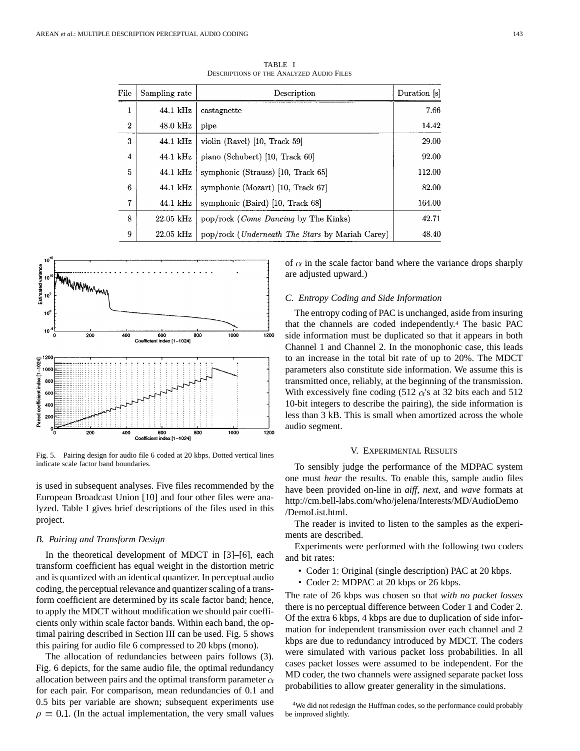TABLE I
DESCRIPTIONS OF THE ANALYZED AUDIO FILES

| File | Sampling rate | Description | Duration [s] |
|---|---|---|---|
| 1 | 44.1 kHz | castagnette | 7.66 |
| 2 | 48.0 kHz | pipe | 14.42 |
| 3 | 44.1 kHz | violin (Ravel) [10, Track 59] | 29.00 |
| 4 | 44.1 kHz | piano (Schubert) [10, Track 60] | 92.00 |
| 5 | 44.1 kHz | symphonic (Strauss) [10, Track 65] | 112.00 |
| 6 | 44.1 kHz | symphonic (Mozart) [10, Track 67] | 82.00 |
| 7 | 44.1 kHz | symphonic (Baird) [10, Track 68] | 164.00 |
| 8 | 22.05 kHz | pop/rock (*Come Dancing* by The Kinks) | 42.71 |
| 9 | 22.05 kHz | pop/rock (*Underneath The Stars* by Mariah Carey) | 48.40 |

Fig. 5. Pairing design for audio file 6 coded at 20 kbps. Dotted vertical lines indicate scale factor band boundaries.

is used in subsequent analyses. Five files recommended by the European Broadcast Union [10] and four other files were analyzed. Table I gives brief descriptions of the files used in this project.

### B. Pairing and Transform Design

In the theoretical development of MDCT in [3]–[6], each transform coefficient has equal weight in the distortion metric and is quantized with an identical quantizer. In perceptual audio coding, the perceptual relevance and quantizer scaling of a transform coefficient are determined by its scale factor band; hence, to apply the MDCT without modification we should pair coefficients only within scale factor bands. Within each band, the optimal pairing described in Section III can be used. Fig. 5 shows this pairing for audio file 6 compressed to 20 kbps (mono).

The allocation of redundancies between pairs follows (3). Fig. 6 depicts, for the same audio file, the optimal redundancy allocation between pairs and the optimal transform parameter $\alpha$ for each pair. For comparison, mean redundancies of 0.1 and 0.5 bits per variable are shown; subsequent experiments use $\rho = 0.1$. (In the actual implementation, the very small values of $\alpha$ in the scale factor band where the variance drops sharply are adjusted upward.)

### C. Entropy Coding and Side Information

The entropy coding of PAC is unchanged, aside from insuring that the channels are coded independently.[4] The basic PAC side information must be duplicated so that it appears in both Channel 1 and Channel 2. In the monophonic case, this leads to an increase in the total bit rate of up to 20%. The MDCT parameters also constitute side information. We assume this is transmitted once, reliably, at the beginning of the transmission. With excessively fine coding (512 $\alpha$'s at 32 bits each and 512 10-bit integers to describe the pairing), the side information is less than 3 kB. This is small when amortized across the whole audio segment.

## V. EXPERIMENTAL RESULTS

To sensibly judge the performance of the MDPAC system one must *hear* the results. To enable this, sample audio files have been provided on-line in *aiff*, *next*, and *wave* formats at http://cm.bell-labs.com/who/jelena/Interests/MD/AudioDemo/DemoList.html.

The reader is invited to listen to the samples as the experiments are described.

Experiments were performed with the following two coders and bit rates:

- Coder 1: Original (single description) PAC at 20 kbps.
- Coder 2: MDPAC at 20 kbps or 26 kbps.

The rate of 26 kbps was chosen so that *with no packet losses* there is no perceptual difference between Coder 1 and Coder 2. Of the extra 6 kbps, 4 kbps are due to duplication of side information for independent transmission over each channel and 2 kbps are due to redundancy introduced by MDCT. The coders were simulated with various packet loss probabilities. In all cases packet losses were assumed to be independent. For the MD coder, the two channels were assigned separate packet loss probabilities to allow greater generality in the simulations.

[4]We did not redesign the Huffman codes, so the performance could probably be improved slightly.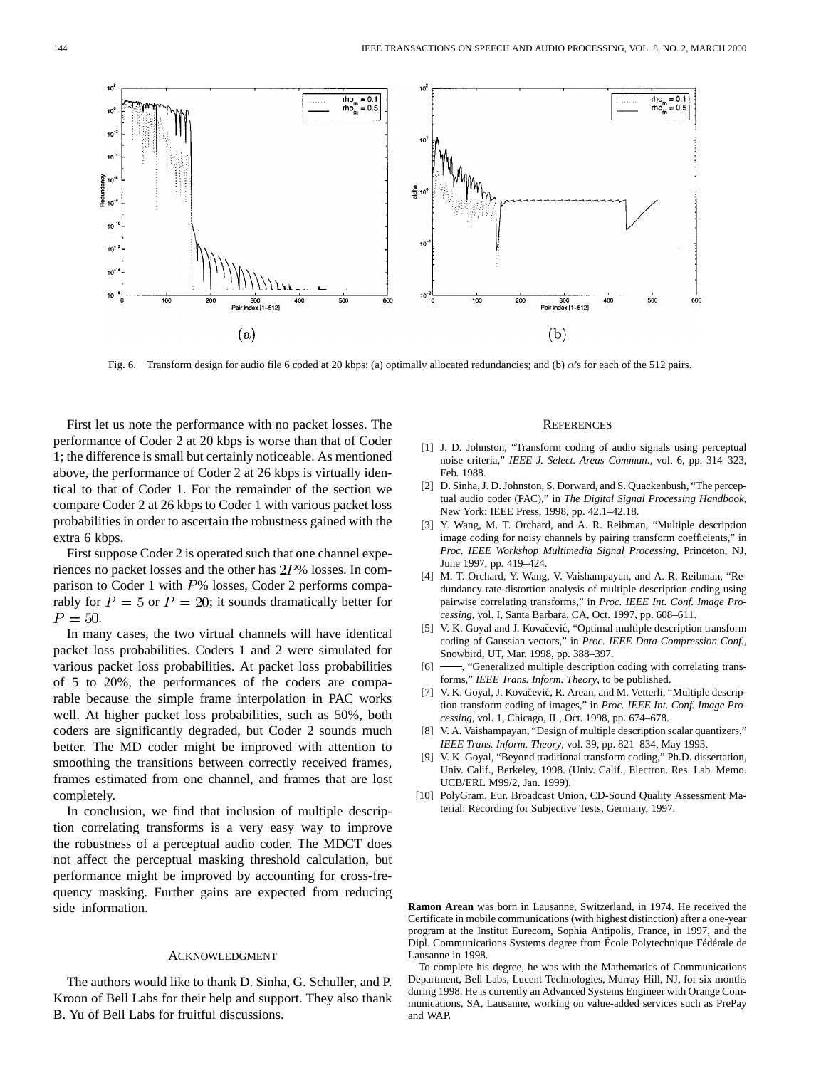Fig. 6. Transform design for audio file 6 coded at 20 kbps: (a) optimally allocated redundancies; and (b) $\alpha$'s for each of the 512 pairs.

First let us note the performance with no packet losses. The performance of Coder 2 at 20 kbps is worse than that of Coder 1; the difference is small but certainly noticeable. As mentioned above, the performance of Coder 2 at 26 kbps is virtually identical to that of Coder 1. For the remainder of the section we compare Coder 2 at 26 kbps to Coder 1 with various packet loss probabilities in order to ascertain the robustness gained with the extra 6 kbps.

First suppose Coder 2 is operated such that one channel experiences no packet losses and the other has $2P$% losses. In comparison to Coder 1 with $P$% losses, Coder 2 performs comparably for $P = 5$ or $P = 20$; it sounds dramatically better for $P = 50$.

In many cases, the two virtual channels will have identical packet loss probabilities. Coders 1 and 2 were simulated for various packet loss probabilities. At packet loss probabilities of 5 to 20%, the performances of the coders are comparable because the simple frame interpolation in PAC works well. At higher packet loss probabilities, such as 50%, both coders are significantly degraded, but Coder 2 sounds much better. The MD coder might be improved with attention to smoothing the transitions between correctly received frames, frames estimated from one channel, and frames that are lost completely.

In conclusion, we find that inclusion of multiple description correlating transforms is a very easy way to improve the robustness of a perceptual audio coder. The MDCT does not affect the perceptual masking threshold calculation, but performance might be improved by accounting for cross-frequency masking. Further gains are expected from reducing side information.

## Acknowledgment

The authors would like to thank D. Sinha, G. Schuller, and P. Kroon of Bell Labs for their help and support. They also thank B. Yu of Bell Labs for fruitful discussions.

## References

[1] J. D. Johnston, "Transform coding of audio signals using perceptual noise criteria," *IEEE J. Select. Areas Commun.*, vol. 6, pp. 314–323, Feb. 1988.

[2] D. Sinha, J. D. Johnston, S. Dorward, and S. Quackenbush, "The perceptual audio coder (PAC)," in *The Digital Signal Processing Handbook*, New York: IEEE Press, 1998, pp. 42.1–42.18.

[3] Y. Wang, M. T. Orchard, and A. R. Reibman, "Multiple description image coding for noisy channels by pairing transform coefficients," in *Proc. IEEE Workshop Multimedia Signal Processing*, Princeton, NJ, June 1997, pp. 419–424.

[4] M. T. Orchard, Y. Wang, V. Vaishampayan, and A. R. Reibman, "Redundancy rate-distortion analysis of multiple description coding using pairwise correlating transforms," in *Proc. IEEE Int. Conf. Image Processing*, vol. I, Santa Barbara, CA, Oct. 1997, pp. 608–611.

[5] V. K. Goyal and J. Kovačević, "Optimal multiple description transform coding of Gaussian vectors," in *Proc. IEEE Data Compression Conf.*, Snowbird, UT, Mar. 1998, pp. 388–397.

[6] ——, "Generalized multiple description coding with correlating transforms," *IEEE Trans. Inform. Theory*, to be published.

[7] V. K. Goyal, J. Kovačević, R. Arean, and M. Vetterli, "Multiple description transform coding of images," in *Proc. IEEE Int. Conf. Image Processing*, vol. 1, Chicago, IL, Oct. 1998, pp. 674–678.

[8] V. A. Vaishampayan, "Design of multiple description scalar quantizers," *IEEE Trans. Inform. Theory*, vol. 39, pp. 821–834, May 1993.

[9] V. K. Goyal, "Beyond traditional transform coding," Ph.D. dissertation, Univ. Calif., Berkeley, 1998. (Univ. Calif., Electron. Res. Lab. Memo. UCB/ERL M99/2, Jan. 1999).

[10] PolyGram, Eur. Broadcast Union, CD-Sound Quality Assessment Material: Recording for Subjective Tests, Germany, 1997.

**Ramon Arean** was born in Lausanne, Switzerland, in 1974. He received the Certificate in mobile communications (with highest distinction) after a one-year program at the Institut Eurecom, Sophia Antipolis, France, in 1997, and the Dipl. Communications Systems degree from École Polytechnique Fédérale de Lausanne in 1998.

To complete his degree, he was with the Mathematics of Communications Department, Bell Labs, Lucent Technologies, Murray Hill, NJ, for six months during 1998. He is currently an Advanced Systems Engineer with Orange Communications, SA, Lausanne, working on value-added services such as PrePay and WAP.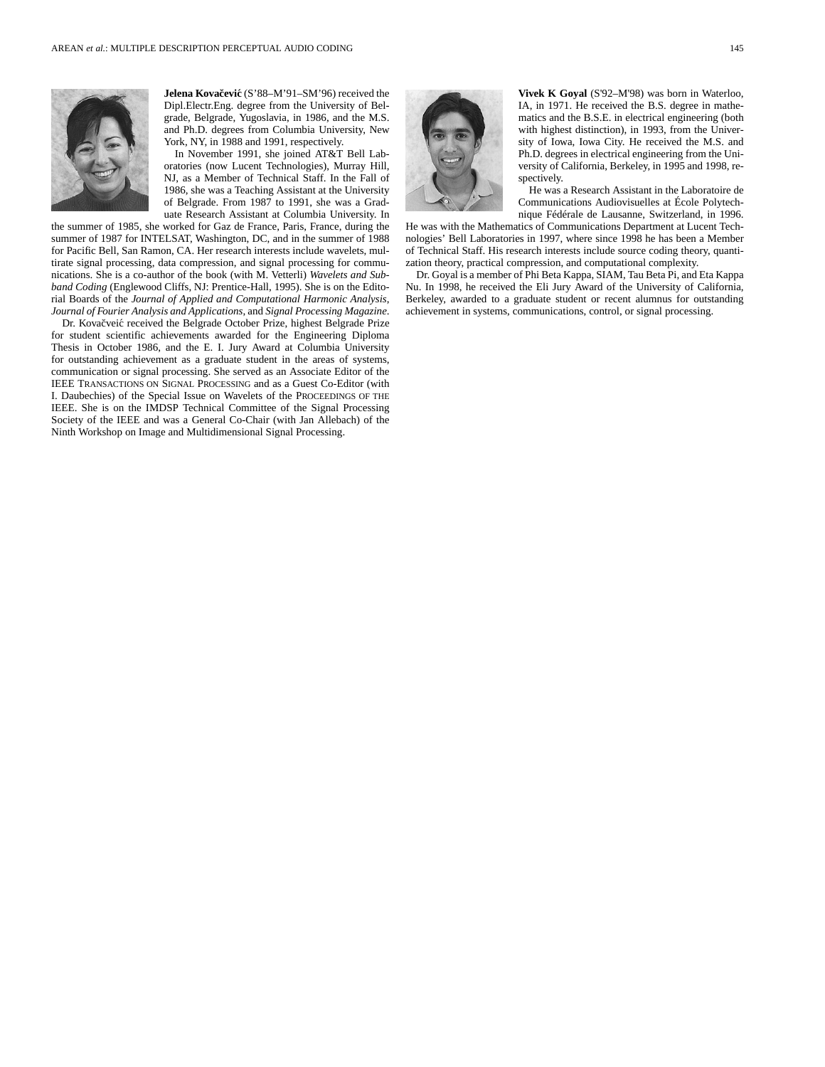**Jelena Kovačević** (S'88–M'91–SM'96) received the Dipl.Electr.Eng. degree from the University of Belgrade, Belgrade, Yugoslavia, in 1986, and the M.S. and Ph.D. degrees from Columbia University, New York, NY, in 1988 and 1991, respectively.

In November 1991, she joined AT&T Bell Laboratories (now Lucent Technologies), Murray Hill, NJ, as a Member of Technical Staff. In the Fall of 1986, she was a Teaching Assistant at the University of Belgrade. From 1987 to 1991, she was a Graduate Research Assistant at Columbia University. In the summer of 1985, she worked for Gaz de France, Paris, France, during the summer of 1987 for INTELSAT, Washington, DC, and in the summer of 1988 for Pacific Bell, San Ramon, CA. Her research interests include wavelets, multirate signal processing, data compression, and signal processing for communications. She is a co-author of the book (with M. Vetterli) *Wavelets and Subband Coding* (Englewood Cliffs, NJ: Prentice-Hall, 1995). She is on the Editorial Boards of the *Journal of Applied and Computational Harmonic Analysis*, *Journal of Fourier Analysis and Applications*, and *Signal Processing Magazine*.

Dr. Kovačveić received the Belgrade October Prize, highest Belgrade Prize for student scientific achievements awarded for the Engineering Diploma Thesis in October 1986, and the E. I. Jury Award at Columbia University for outstanding achievement as a graduate student in the areas of systems, communication or signal processing. She served as an Associate Editor of the IEEE TRANSACTIONS ON SIGNAL PROCESSING and as a Guest Co-Editor (with I. Daubechies) of the Special Issue on Wavelets of the PROCEEDINGS OF THE IEEE. She is on the IMDSP Technical Committee of the Signal Processing Society of the IEEE and was a General Co-Chair (with Jan Allebach) of the Ninth Workshop on Image and Multidimensional Signal Processing.

**Vivek K Goyal** (S'92–M'98) was born in Waterloo, IA, in 1971. He received the B.S. degree in mathematics and the B.S.E. in electrical engineering (both with highest distinction), in 1993, from the University of Iowa, Iowa City. He received the M.S. and Ph.D. degrees in electrical engineering from the University of California, Berkeley, in 1995 and 1998, respectively.

He was a Research Assistant in the Laboratoire de Communications Audiovisuelles at École Polytechnique Fédérale de Lausanne, Switzerland, in 1996. He was with the Mathematics of Communications Department at Lucent Technologies' Bell Laboratories in 1997, where since 1998 he has been a Member of Technical Staff. His research interests include source coding theory, quantization theory, practical compression, and computational complexity.

Dr. Goyal is a member of Phi Beta Kappa, SIAM, Tau Beta Pi, and Eta Kappa Nu. In 1998, he received the Eli Jury Award of the University of California, Berkeley, awarded to a graduate student or recent alumnus for outstanding achievement in systems, communications, control, or signal processing.